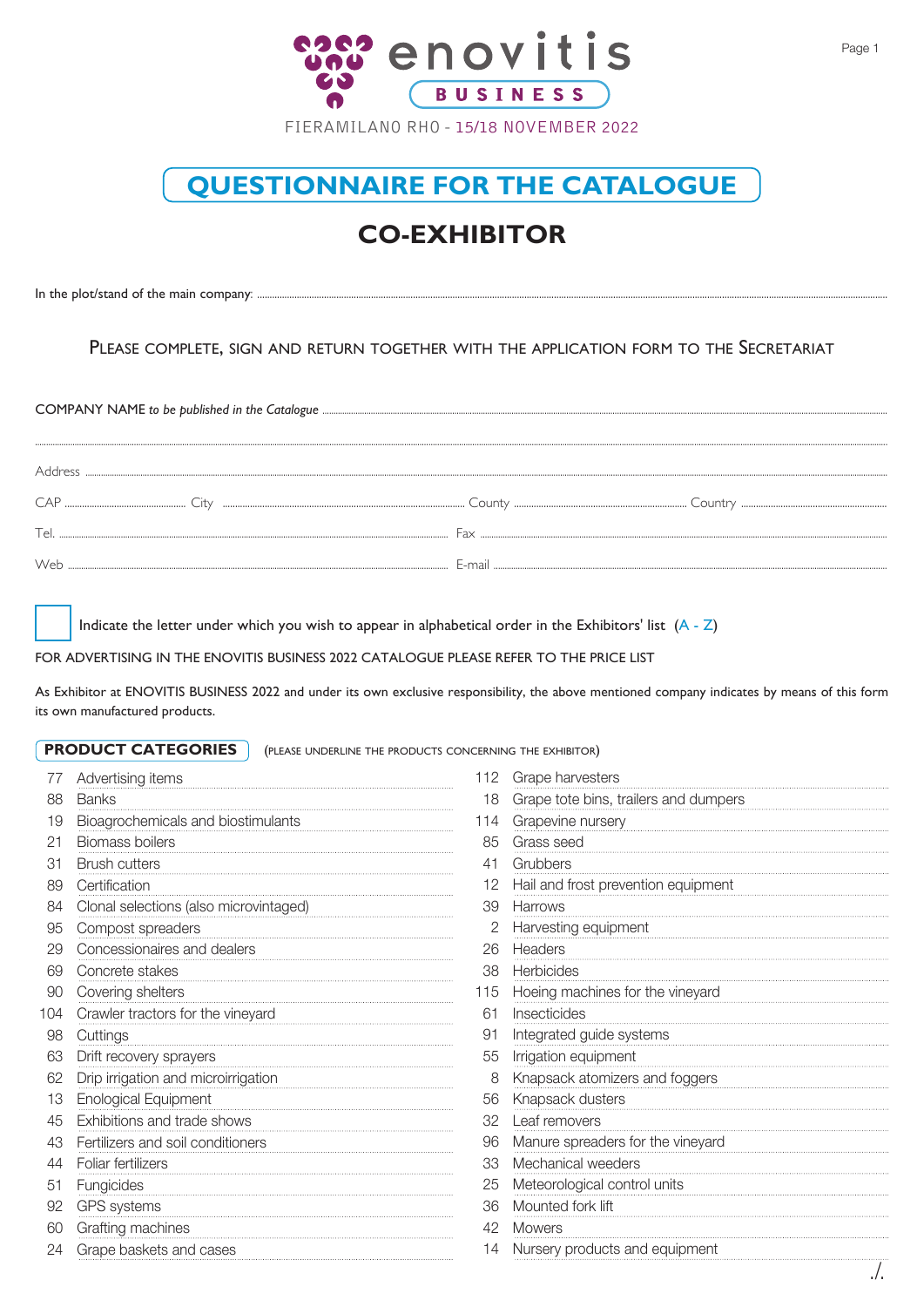enovitis BUSINESS

FIERAMILANO RHO - 15/18 NOVEMBER 2022

# QUESTIONNAIRE FOR THE CATALOGUE

## CO-EXHIBITOR

In the plot/stand of the main company: ..........

PLEASE COMPLETE, SIGN AND RETURN TOGETHER WITH THE APPLICATION FORM TO THE SECRETARIAT

COMPANY NAME *to be published in the Catalogue* ..........

..........

Address ..........

CAP .......... City .......... County .......... Country ..........

Tel. .......... Fax ..........

Web .......... E-mail ..........

☐ Indicate the letter under which you wish to appear in alphabetical order in the Exhibitors' list (A - Z)

FOR ADVERTISING IN THE ENOVITIS BUSINESS 2022 CATALOGUE PLEASE REFER TO THE PRICE LIST

As Exhibitor at ENOVITIS BUSINESS 2022 and under its own exclusive responsibility, the above mentioned company indicates by means of this form its own manufactured products.

**PRODUCT CATEGORIES** (PLEASE UNDERLINE THE PRODUCTS CONCERNING THE EXHIBITOR)

| | |
|---|---|
| 77 | Advertising items |
| 88 | Banks |
| 19 | Bioagrochemicals and biostimulants |
| 21 | Biomass boilers |
| 31 | Brush cutters |
| 89 | Certification |
| 84 | Clonal selections (also microvintaged) |
| 95 | Compost spreaders |
| 29 | Concessionaires and dealers |
| 69 | Concrete stakes |
| 90 | Covering shelters |
| 104 | Crawler tractors for the vineyard |
| 98 | Cuttings |
| 63 | Drift recovery sprayers |
| 62 | Drip irrigation and microirrigation |
| 13 | Enological Equipment |
| 45 | Exhibitions and trade shows |
| 43 | Fertilizers and soil conditioners |
| 44 | Foliar fertilizers |
| 51 | Fungicides |
| 92 | GPS systems |
| 60 | Grafting machines |
| 24 | Grape baskets and cases |
| 112 | Grape harvesters |
| 18 | Grape tote bins, trailers and dumpers |
| 114 | Grapevine nursery |
| 85 | Grass seed |
| 41 | Grubbers |
| 12 | Hail and frost prevention equipment |
| 39 | Harrows |
| 2 | Harvesting equipment |
| 26 | Headers |
| 38 | Herbicides |
| 115 | Hoeing machines for the vineyard |
| 61 | Insecticides |
| 91 | Integrated guide systems |
| 55 | Irrigation equipment |
| 8 | Knapsack atomizers and foggers |
| 56 | Knapsack dusters |
| 32 | Leaf removers |
| 96 | Manure spreaders for the vineyard |
| 33 | Mechanical weeders |
| 25 | Meteorological control units |
| 36 | Mounted fork lift |
| 42 | Mowers |
| 14 | Nursery products and equipment |

./.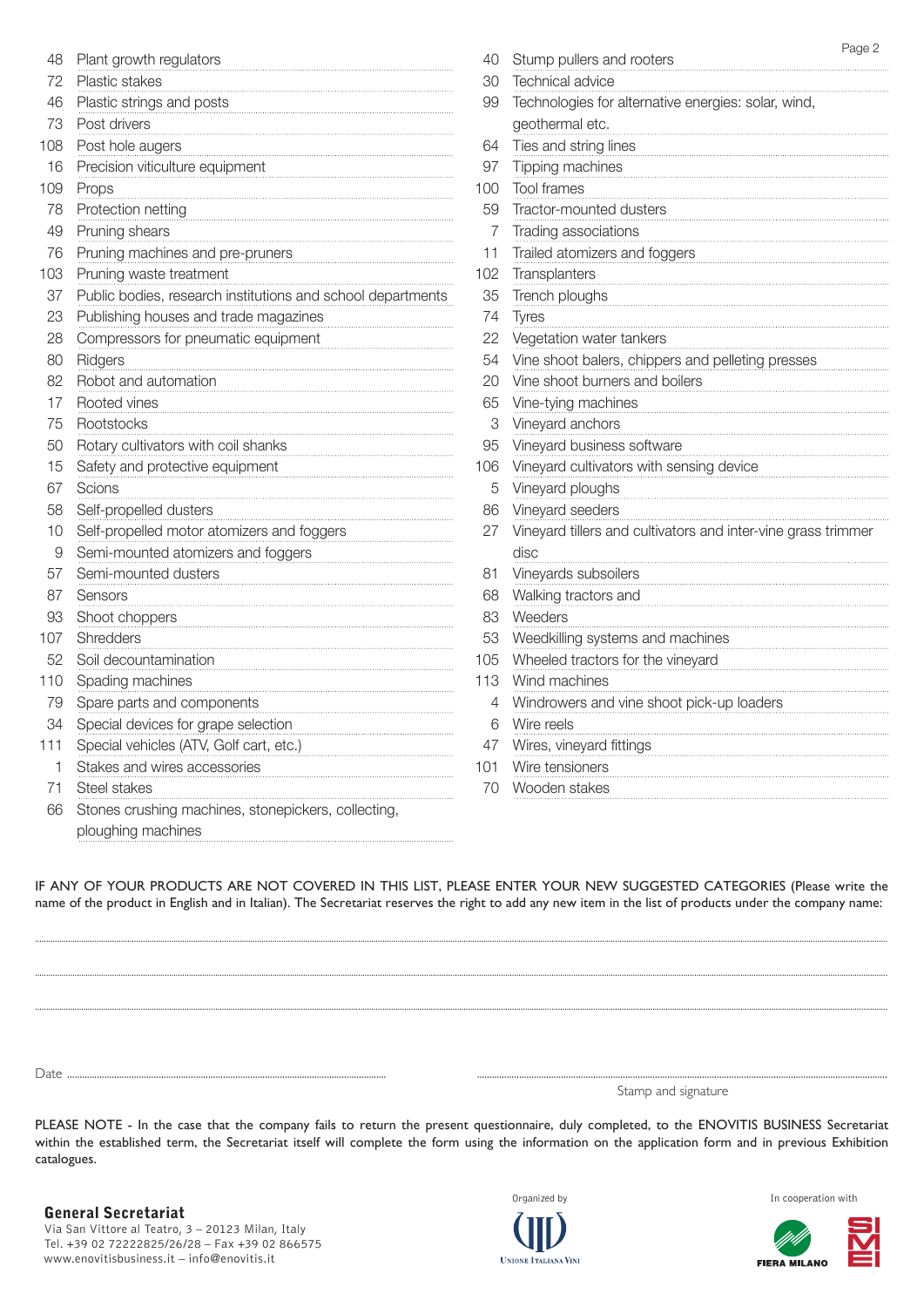| | |
|---|---|
| 48 | Plant growth regulators |
| 72 | Plastic stakes |
| 46 | Plastic strings and posts |
| 73 | Post drivers |
| 108 | Post hole augers |
| 16 | Precision viticulture equipment |
| 109 | Props |
| 78 | Protection netting |
| 49 | Pruning shears |
| 76 | Pruning machines and pre-pruners |
| 103 | Pruning waste treatment |
| 37 | Public bodies, research institutions and school departments |
| 23 | Publishing houses and trade magazines |
| 28 | Compressors for pneumatic equipment |
| 80 | Ridgers |
| 82 | Robot and automation |
| 17 | Rooted vines |
| 75 | Rootstocks |
| 50 | Rotary cultivators with coil shanks |
| 15 | Safety and protective equipment |
| 67 | Scions |
| 58 | Self-propelled dusters |
| 10 | Self-propelled motor atomizers and foggers |
| 9 | Semi-mounted atomizers and foggers |
| 57 | Semi-mounted dusters |
| 87 | Sensors |
| 93 | Shoot choppers |
| 107 | Shredders |
| 52 | Soil decountamination |
| 110 | Spading machines |
| 79 | Spare parts and components |
| 34 | Special devices for grape selection |
| 111 | Special vehicles (ATV, Golf cart, etc.) |
| 1 | Stakes and wires accessories |
| 71 | Steel stakes |
| 66 | Stones crushing machines, stonepickers, collecting, ploughing machines |
| 40 | Stump pullers and rooters |
| 30 | Technical advice |
| 99 | Technologies for alternative energies: solar, wind, geothermal etc. |
| 64 | Ties and string lines |
| 97 | Tipping machines |
| 100 | Tool frames |
| 59 | Tractor-mounted dusters |
| 7 | Trading associations |
| 11 | Trailed atomizers and foggers |
| 102 | Transplanters |
| 35 | Trench ploughs |
| 74 | Tyres |
| 22 | Vegetation water tankers |
| 54 | Vine shoot balers, chippers and pelleting presses |
| 20 | Vine shoot burners and boilers |
| 65 | Vine-tying machines |
| 3 | Vineyard anchors |
| 95 | Vineyard business software |
| 106 | Vineyard cultivators with sensing device |
| 5 | Vineyard ploughs |
| 86 | Vineyard seeders |
| 27 | Vineyard tillers and cultivators and inter-vine grass trimmer disc |
| 81 | Vineyards subsoilers |
| 68 | Walking tractors and |
| 83 | Weeders |
| 53 | Weedkilling systems and machines |
| 105 | Wheeled tractors for the vineyard |
| 113 | Wind machines |
| 4 | Windrowers and vine shoot pick-up loaders |
| 6 | Wire reels |
| 47 | Wires, vineyard fittings |
| 101 | Wire tensioners |
| 70 | Wooden stakes |

IF ANY OF YOUR PRODUCTS ARE NOT COVERED IN THIS LIST, PLEASE ENTER YOUR NEW SUGGESTED CATEGORIES (Please write the name of the product in English and in Italian). The Secretariat reserves the right to add any new item in the list of products under the company name:

.......................................................................................................................................

.......................................................................................................................................

.......................................................................................................................................

Date ..............................................................

.............................................................. 
Stamp and signature

PLEASE NOTE - In the case that the company fails to return the present questionnaire, duly completed, to the ENOVITIS BUSINESS Secretariat within the established term, the Secretariat itself will complete the form using the information on the application form and in previous Exhibition catalogues.

**General Secretariat**
Via San Vittore al Teatro, 3 – 20123 Milan, Italy
Tel. +39 02 72222825/26/28 – Fax +39 02 866575
www.enovitisbusiness.it – info@enovitis.it

Organized by
Unione Italiana Vini

In cooperation with
FIERA MILANO
SIMEI